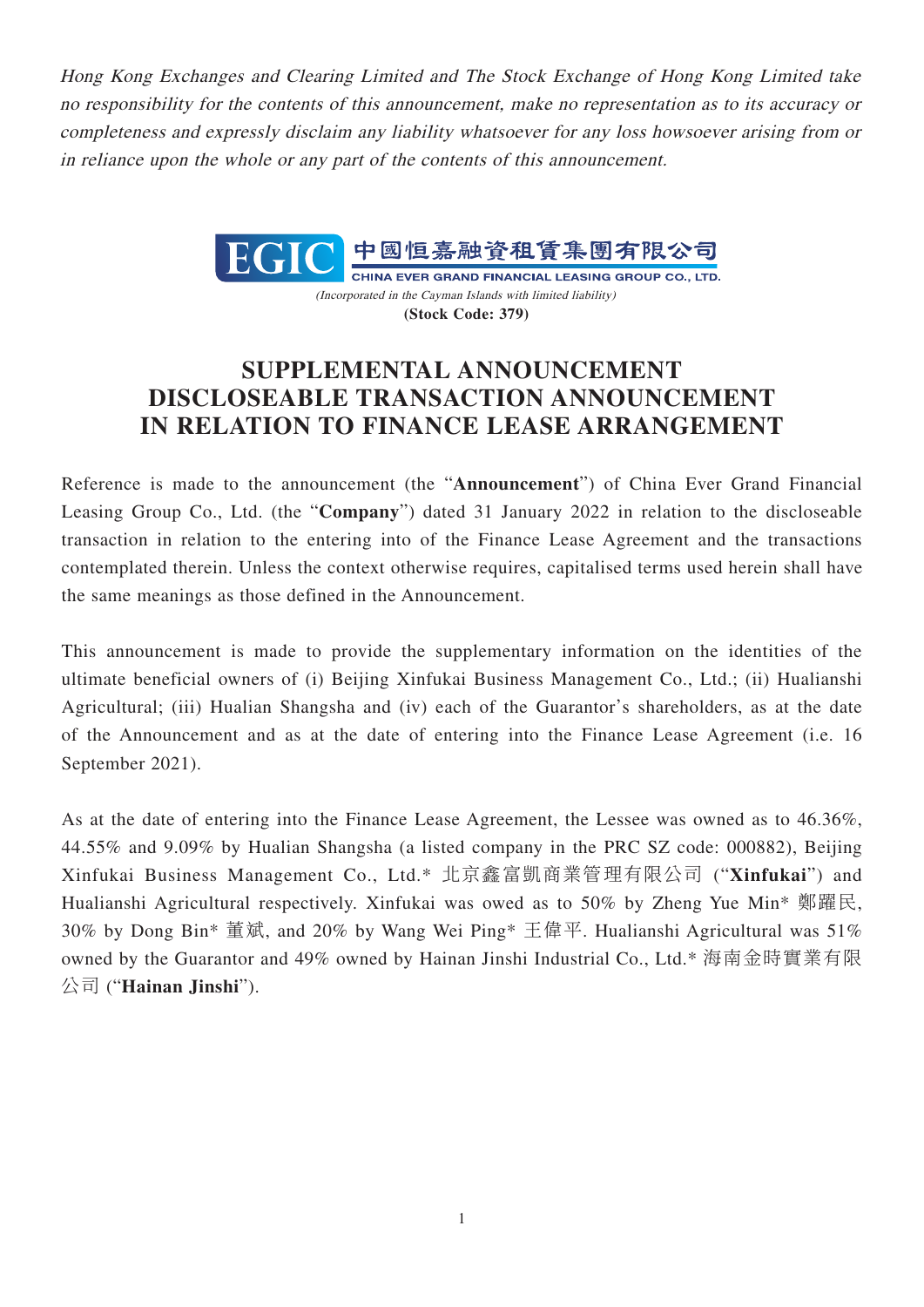*Hong Kong Exchanges and Clearing Limited and The Stock Exchange of Hong Kong Limited take no responsibility for the contents of this announcement, make no representation as to its accuracy or completeness and expressly disclaim any liability whatsoever for any loss howsoever arising from or in reliance upon the whole or any part of the contents of this announcement.*

**EGIC 中國恒嘉融資租賃集團有限公司**
**CHINA EVER GRAND FINANCIAL LEASING GROUP CO., LTD.**
*(Incorporated in the Cayman Islands with limited liability)*
**(Stock Code: 379)**

# SUPPLEMENTAL ANNOUNCEMENT DISCLOSEABLE TRANSACTION ANNOUNCEMENT IN RELATION TO FINANCE LEASE ARRANGEMENT

Reference is made to the announcement (the "**Announcement**") of China Ever Grand Financial Leasing Group Co., Ltd. (the "**Company**") dated 31 January 2022 in relation to the discloseable transaction in relation to the entering into of the Finance Lease Agreement and the transactions contemplated therein. Unless the context otherwise requires, capitalised terms used herein shall have the same meanings as those defined in the Announcement.

This announcement is made to provide the supplementary information on the identities of the ultimate beneficial owners of (i) Beijing Xinfukai Business Management Co., Ltd.; (ii) Hualianshi Agricultural; (iii) Hualian Shangsha and (iv) each of the Guarantor's shareholders, as at the date of the Announcement and as at the date of entering into the Finance Lease Agreement (i.e. 16 September 2021).

As at the date of entering into the Finance Lease Agreement, the Lessee was owned as to 46.36%, 44.55% and 9.09% by Hualian Shangsha (a listed company in the PRC SZ code: 000882), Beijing Xinfukai Business Management Co., Ltd.* 北京鑫富凱商業管理有限公司 ("**Xinfukai**") and Hualianshi Agricultural respectively. Xinfukai was owed as to 50% by Zheng Yue Min* 鄭躍民, 30% by Dong Bin* 董斌, and 20% by Wang Wei Ping* 王偉平. Hualianshi Agricultural was 51% owned by the Guarantor and 49% owned by Hainan Jinshi Industrial Co., Ltd.* 海南金時實業有限公司 ("**Hainan Jinshi**").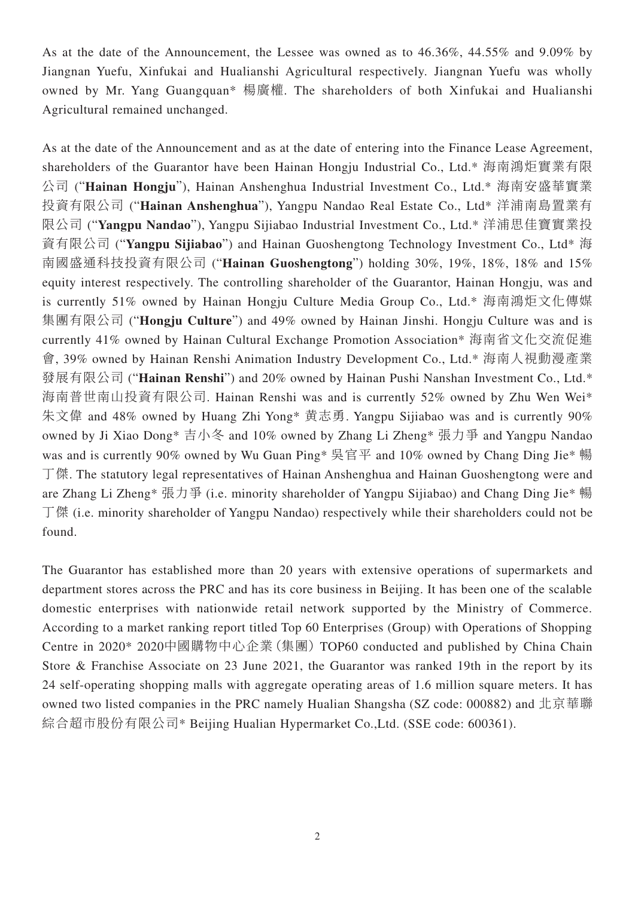As at the date of the Announcement, the Lessee was owned as to 46.36%, 44.55% and 9.09% by Jiangnan Yuefu, Xinfukai and Hualianshi Agricultural respectively. Jiangnan Yuefu was wholly owned by Mr. Yang Guangquan* 楊廣權. The shareholders of both Xinfukai and Hualianshi Agricultural remained unchanged.

As at the date of the Announcement and as at the date of entering into the Finance Lease Agreement, shareholders of the Guarantor have been Hainan Hongju Industrial Co., Ltd.* 海南鴻炬實業有限公司 ("**Hainan Hongju**"), Hainan Anshenghua Industrial Investment Co., Ltd.* 海南安盛華實業投資有限公司 ("**Hainan Anshenghua**"), Yangpu Nandao Real Estate Co., Ltd* 洋浦南島置業有限公司 ("**Yangpu Nandao**"), Yangpu Sijiabao Industrial Investment Co., Ltd.* 洋浦思佳寶實業投資有限公司 ("**Yangpu Sijiabao**") and Hainan Guoshengtong Technology Investment Co., Ltd* 海南國盛通科技投資有限公司 ("**Hainan Guoshengtong**") holding 30%, 19%, 18%, 18% and 15% equity interest respectively. The controlling shareholder of the Guarantor, Hainan Hongju, was and is currently 51% owned by Hainan Hongju Culture Media Group Co., Ltd.* 海南鴻炬文化傳媒集團有限公司 ("**Hongju Culture**") and 49% owned by Hainan Jinshi. Hongju Culture was and is currently 41% owned by Hainan Cultural Exchange Promotion Association* 海南省文化交流促進會, 39% owned by Hainan Renshi Animation Industry Development Co., Ltd.* 海南人視動漫產業發展有限公司 ("**Hainan Renshi**") and 20% owned by Hainan Pushi Nanshan Investment Co., Ltd.* 海南普世南山投資有限公司. Hainan Renshi was and is currently 52% owned by Zhu Wen Wei* 朱文偉 and 48% owned by Huang Zhi Yong* 黄志勇. Yangpu Sijiabao was and is currently 90% owned by Ji Xiao Dong* 吉小冬 and 10% owned by Zhang Li Zheng* 張力爭 and Yangpu Nandao was and is currently 90% owned by Wu Guan Ping* 吳官平 and 10% owned by Chang Ding Jie* 暢丁傑. The statutory legal representatives of Hainan Anshenghua and Hainan Guoshengtong were and are Zhang Li Zheng* 張力爭 (i.e. minority shareholder of Yangpu Sijiabao) and Chang Ding Jie* 暢丁傑 (i.e. minority shareholder of Yangpu Nandao) respectively while their shareholders could not be found.

The Guarantor has established more than 20 years with extensive operations of supermarkets and department stores across the PRC and has its core business in Beijing. It has been one of the scalable domestic enterprises with nationwide retail network supported by the Ministry of Commerce. According to a market ranking report titled Top 60 Enterprises (Group) with Operations of Shopping Centre in 2020* 2020中國購物中心企業(集團)TOP60 conducted and published by China Chain Store & Franchise Associate on 23 June 2021, the Guarantor was ranked 19th in the report by its 24 self-operating shopping malls with aggregate operating areas of 1.6 million square meters. It has owned two listed companies in the PRC namely Hualian Shangsha (SZ code: 000882) and 北京華聯綜合超市股份有限公司* Beijing Hualian Hypermarket Co.,Ltd. (SSE code: 600361).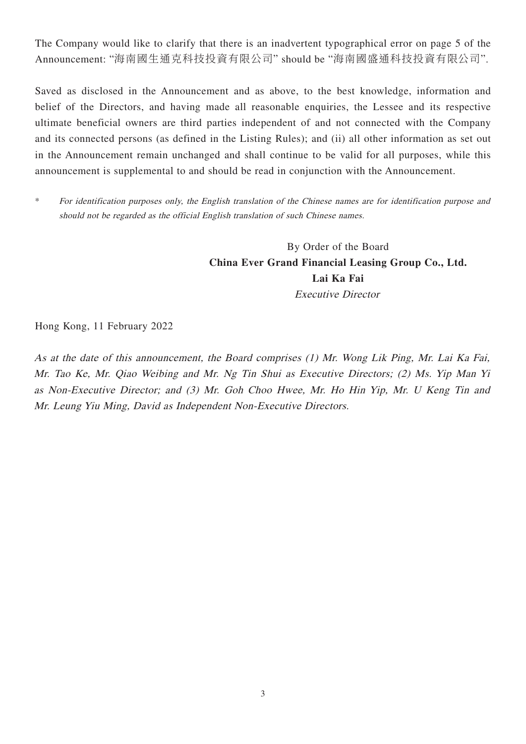The Company would like to clarify that there is an inadvertent typographical error on page 5 of the Announcement: "海南國生通克科技投資有限公司" should be "海南國盛通科技投資有限公司".

Saved as disclosed in the Announcement and as above, to the best knowledge, information and belief of the Directors, and having made all reasonable enquiries, the Lessee and its respective ultimate beneficial owners are third parties independent of and not connected with the Company and its connected persons (as defined in the Listing Rules); and (ii) all other information as set out in the Announcement remain unchanged and shall continue to be valid for all purposes, while this announcement is supplemental to and should be read in conjunction with the Announcement.

\* *For identification purposes only, the English translation of the Chinese names are for identification purpose and should not be regarded as the official English translation of such Chinese names.*

By Order of the Board
**China Ever Grand Financial Leasing Group Co., Ltd.**
**Lai Ka Fai**
*Executive Director*

Hong Kong, 11 February 2022

*As at the date of this announcement, the Board comprises (1) Mr. Wong Lik Ping, Mr. Lai Ka Fai, Mr. Tao Ke, Mr. Qiao Weibing and Mr. Ng Tin Shui as Executive Directors; (2) Ms. Yip Man Yi as Non-Executive Director; and (3) Mr. Goh Choo Hwee, Mr. Ho Hin Yip, Mr. U Keng Tin and Mr. Leung Yiu Ming, David as Independent Non-Executive Directors.*